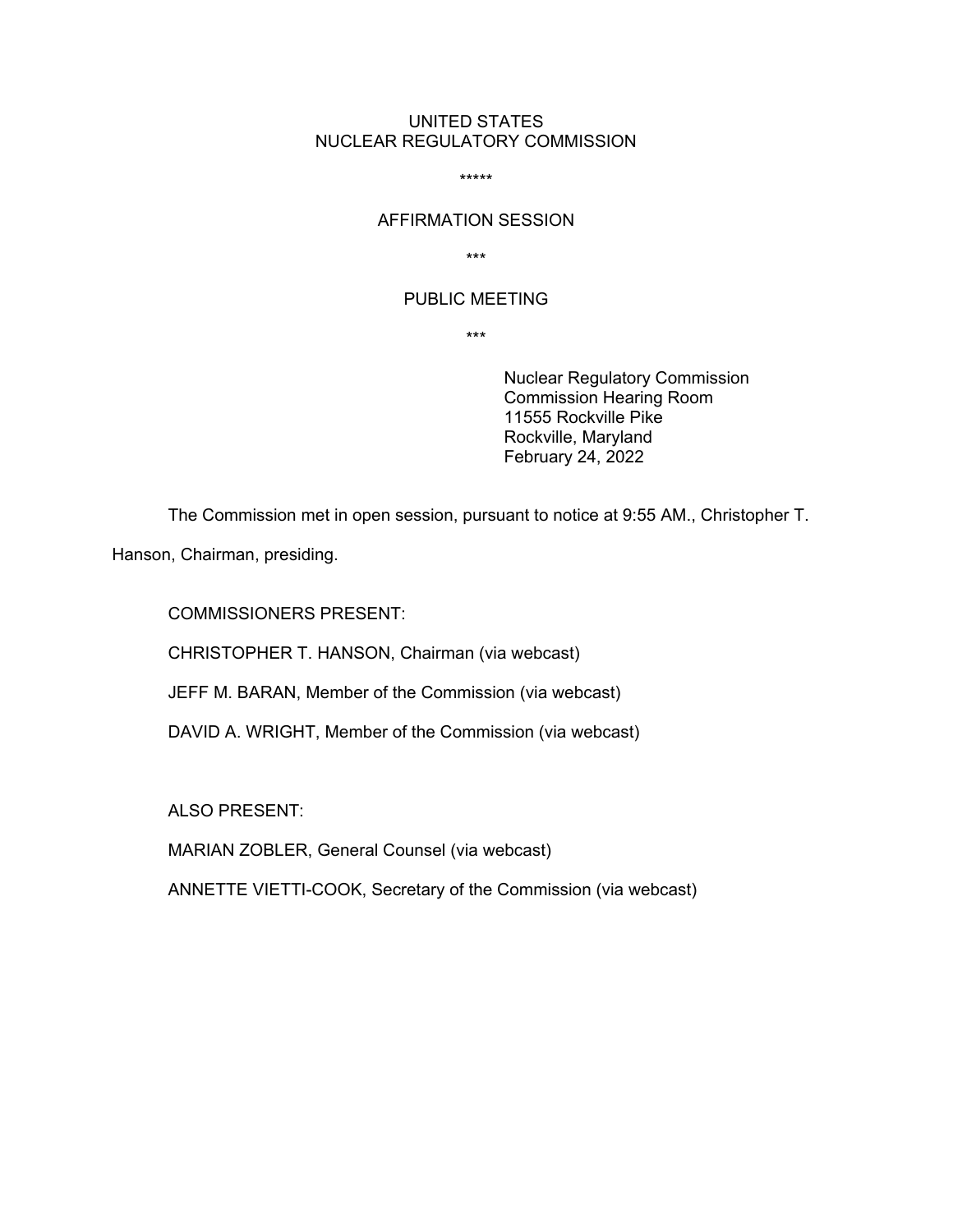UNITED STATES
NUCLEAR REGULATORY COMMISSION

*****

AFFIRMATION SESSION

***

PUBLIC MEETING

***

Nuclear Regulatory Commission
Commission Hearing Room
11555 Rockville Pike
Rockville, Maryland
February 24, 2022

The Commission met in open session, pursuant to notice at 9:55 AM., Christopher T. Hanson, Chairman, presiding.

COMMISSIONERS PRESENT:

CHRISTOPHER T. HANSON, Chairman (via webcast)

JEFF M. BARAN, Member of the Commission (via webcast)

DAVID A. WRIGHT, Member of the Commission (via webcast)

ALSO PRESENT:

MARIAN ZOBLER, General Counsel (via webcast)

ANNETTE VIETTI-COOK, Secretary of the Commission (via webcast)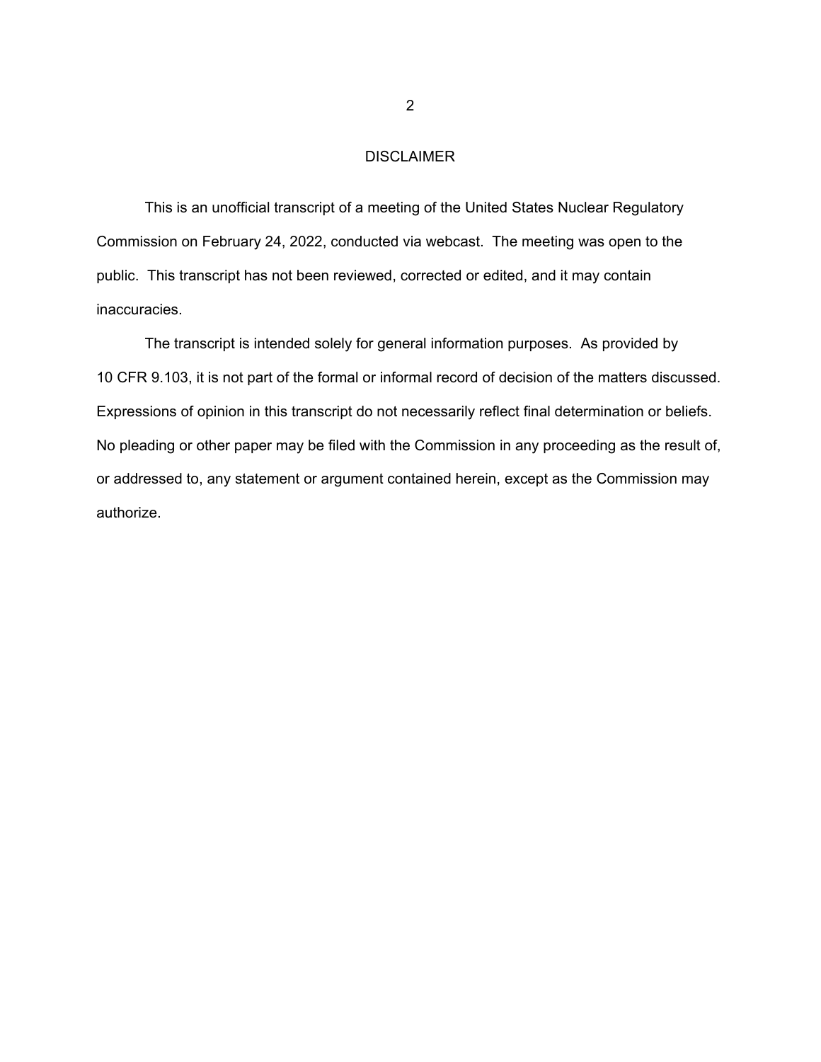# DISCLAIMER

This is an unofficial transcript of a meeting of the United States Nuclear Regulatory Commission on February 24, 2022, conducted via webcast. The meeting was open to the public. This transcript has not been reviewed, corrected or edited, and it may contain inaccuracies.

The transcript is intended solely for general information purposes. As provided by 10 CFR 9.103, it is not part of the formal or informal record of decision of the matters discussed. Expressions of opinion in this transcript do not necessarily reflect final determination or beliefs. No pleading or other paper may be filed with the Commission in any proceeding as the result of, or addressed to, any statement or argument contained herein, except as the Commission may authorize.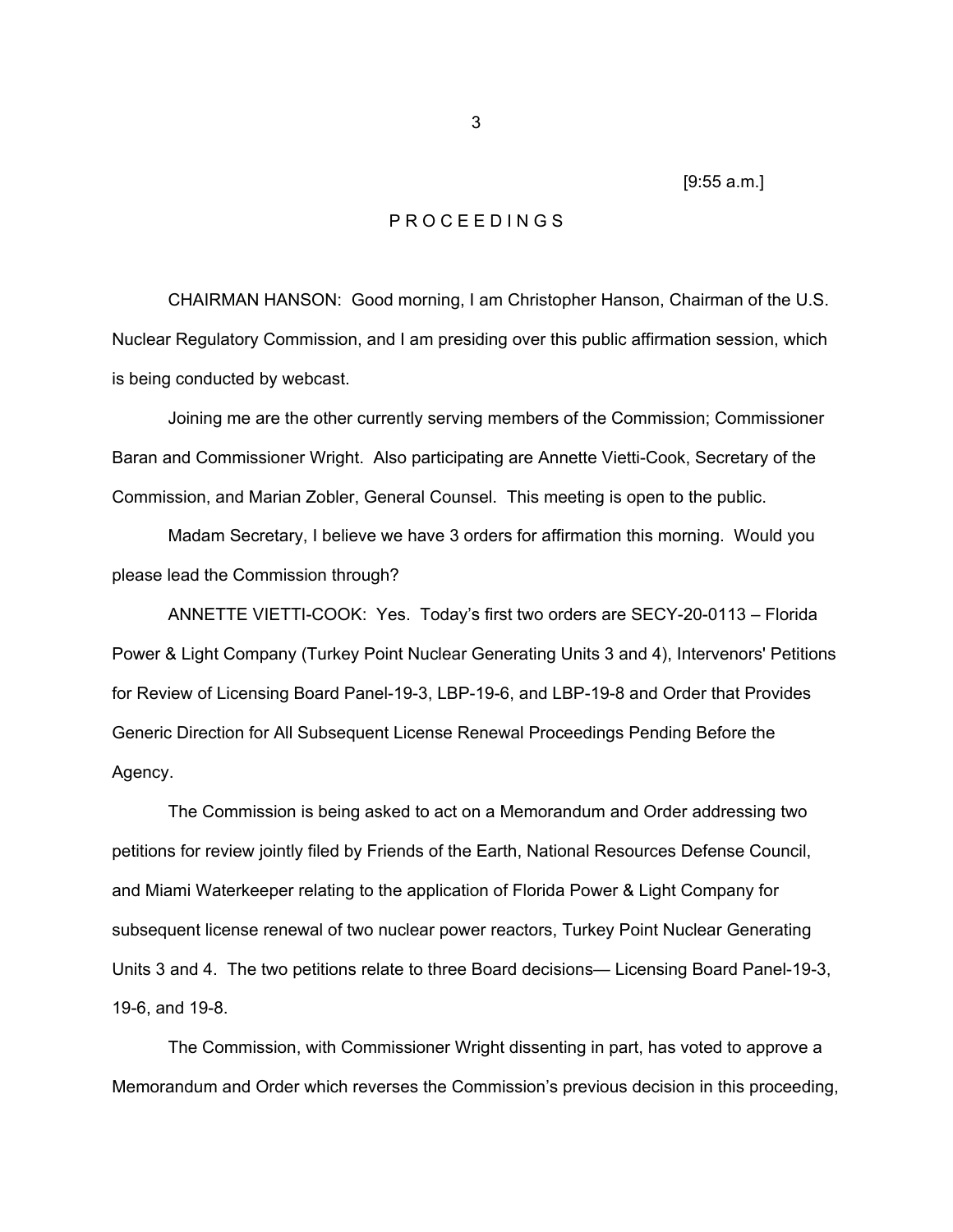[9:55 a.m.]

# P R O C E E D I N G S

CHAIRMAN HANSON: Good morning, I am Christopher Hanson, Chairman of the U.S. Nuclear Regulatory Commission, and I am presiding over this public affirmation session, which is being conducted by webcast.

Joining me are the other currently serving members of the Commission; Commissioner Baran and Commissioner Wright. Also participating are Annette Vietti-Cook, Secretary of the Commission, and Marian Zobler, General Counsel. This meeting is open to the public.

Madam Secretary, I believe we have 3 orders for affirmation this morning. Would you please lead the Commission through?

ANNETTE VIETTI-COOK: Yes. Today's first two orders are SECY-20-0113 – Florida Power & Light Company (Turkey Point Nuclear Generating Units 3 and 4), Intervenors' Petitions for Review of Licensing Board Panel-19-3, LBP-19-6, and LBP-19-8 and Order that Provides Generic Direction for All Subsequent License Renewal Proceedings Pending Before the Agency.

The Commission is being asked to act on a Memorandum and Order addressing two petitions for review jointly filed by Friends of the Earth, National Resources Defense Council, and Miami Waterkeeper relating to the application of Florida Power & Light Company for subsequent license renewal of two nuclear power reactors, Turkey Point Nuclear Generating Units 3 and 4. The two petitions relate to three Board decisions— Licensing Board Panel-19-3, 19-6, and 19-8.

The Commission, with Commissioner Wright dissenting in part, has voted to approve a Memorandum and Order which reverses the Commission's previous decision in this proceeding,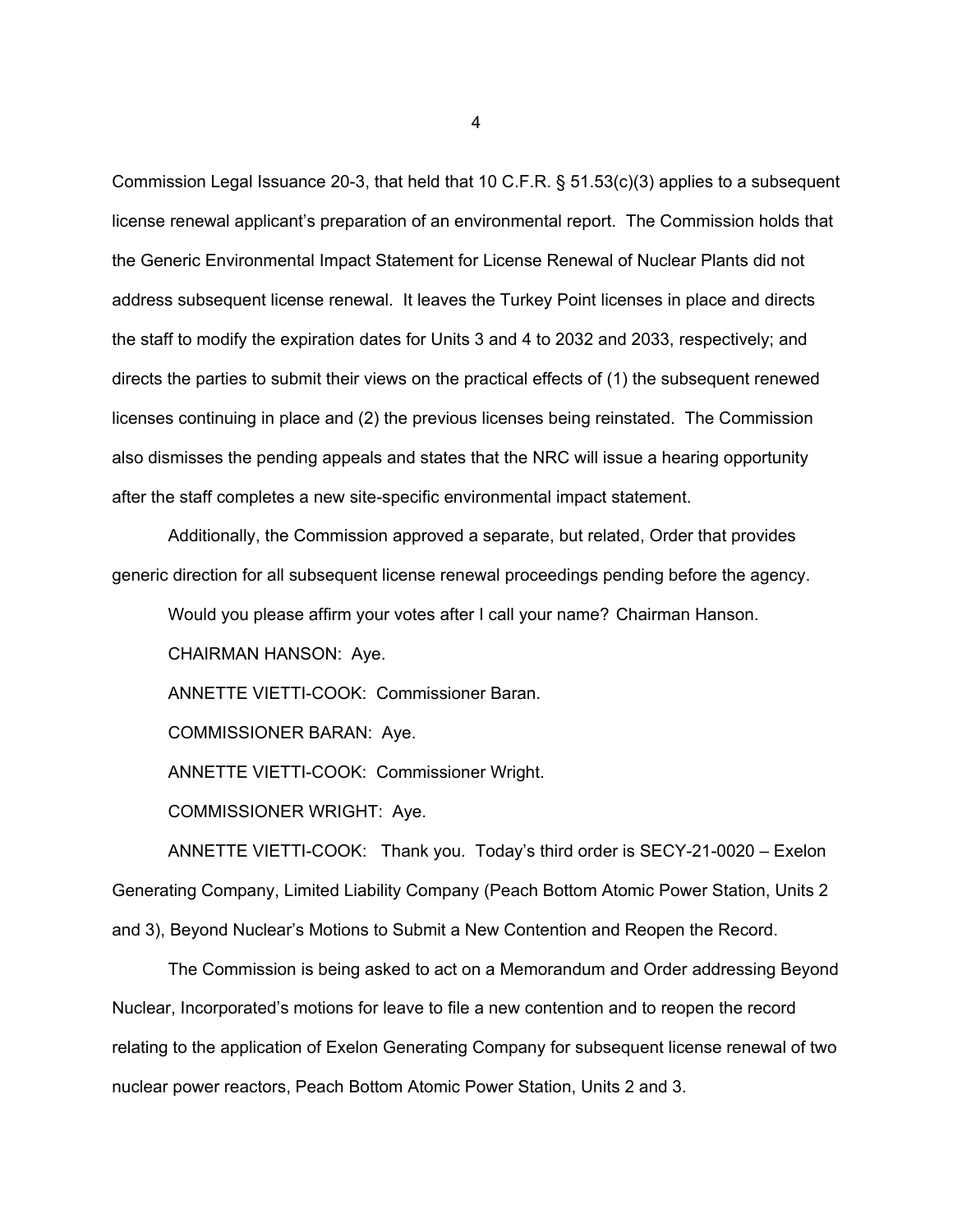Commission Legal Issuance 20-3, that held that 10 C.F.R. § 51.53(c)(3) applies to a subsequent license renewal applicant's preparation of an environmental report. The Commission holds that the Generic Environmental Impact Statement for License Renewal of Nuclear Plants did not address subsequent license renewal. It leaves the Turkey Point licenses in place and directs the staff to modify the expiration dates for Units 3 and 4 to 2032 and 2033, respectively; and directs the parties to submit their views on the practical effects of (1) the subsequent renewed licenses continuing in place and (2) the previous licenses being reinstated. The Commission also dismisses the pending appeals and states that the NRC will issue a hearing opportunity after the staff completes a new site-specific environmental impact statement.

Additionally, the Commission approved a separate, but related, Order that provides generic direction for all subsequent license renewal proceedings pending before the agency.

Would you please affirm your votes after I call your name? Chairman Hanson.

CHAIRMAN HANSON: Aye.

ANNETTE VIETTI-COOK: Commissioner Baran.

COMMISSIONER BARAN: Aye.

ANNETTE VIETTI-COOK: Commissioner Wright.

COMMISSIONER WRIGHT: Aye.

ANNETTE VIETTI-COOK: Thank you. Today's third order is SECY-21-0020 – Exelon Generating Company, Limited Liability Company (Peach Bottom Atomic Power Station, Units 2 and 3), Beyond Nuclear's Motions to Submit a New Contention and Reopen the Record.

The Commission is being asked to act on a Memorandum and Order addressing Beyond Nuclear, Incorporated's motions for leave to file a new contention and to reopen the record relating to the application of Exelon Generating Company for subsequent license renewal of two nuclear power reactors, Peach Bottom Atomic Power Station, Units 2 and 3.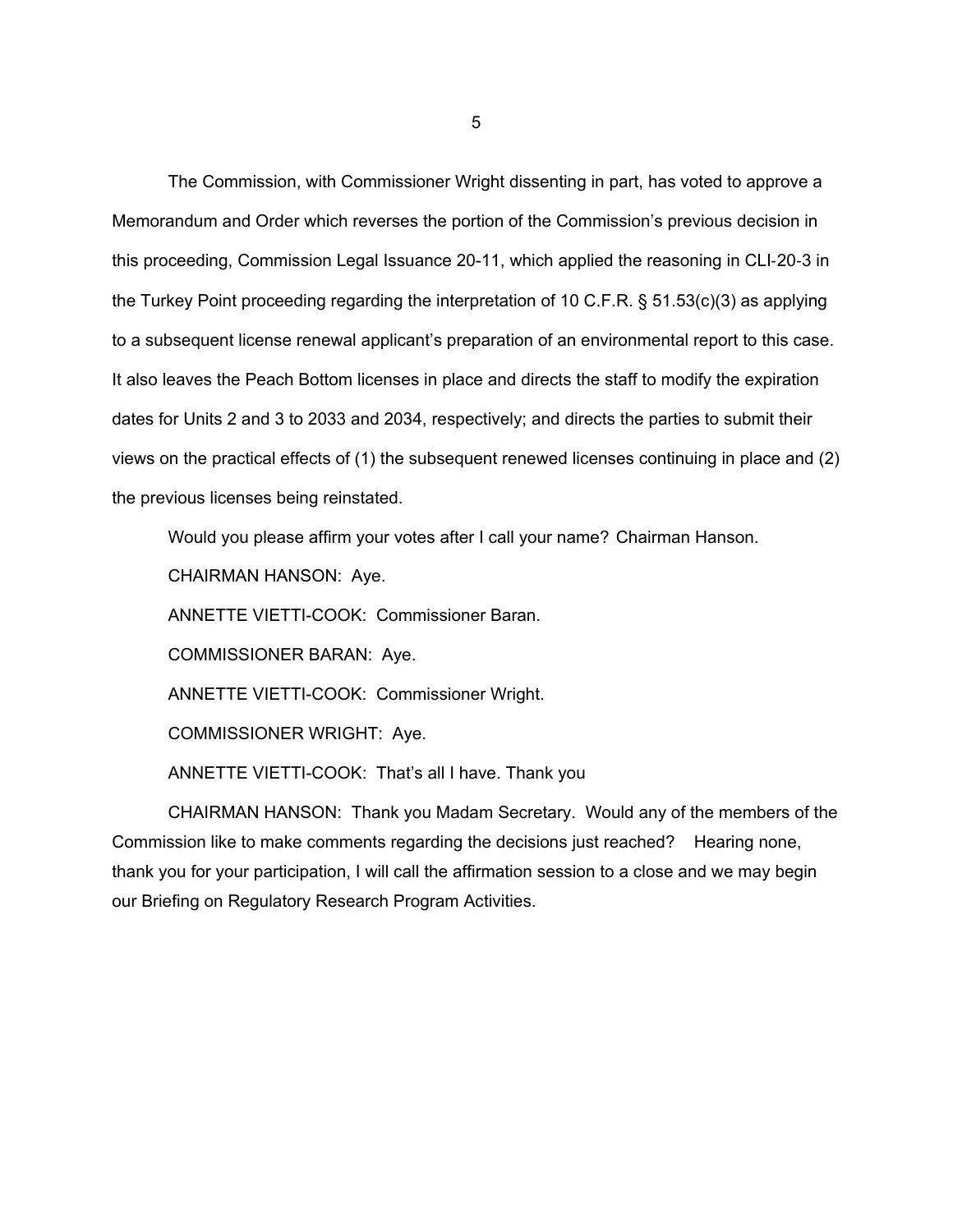The Commission, with Commissioner Wright dissenting in part, has voted to approve a Memorandum and Order which reverses the portion of the Commission's previous decision in this proceeding, Commission Legal Issuance 20-11, which applied the reasoning in CLI-20-3 in the Turkey Point proceeding regarding the interpretation of 10 C.F.R. § 51.53(c)(3) as applying to a subsequent license renewal applicant's preparation of an environmental report to this case. It also leaves the Peach Bottom licenses in place and directs the staff to modify the expiration dates for Units 2 and 3 to 2033 and 2034, respectively; and directs the parties to submit their views on the practical effects of (1) the subsequent renewed licenses continuing in place and (2) the previous licenses being reinstated.

Would you please affirm your votes after I call your name? Chairman Hanson.

CHAIRMAN HANSON: Aye.

ANNETTE VIETTI-COOK: Commissioner Baran.

COMMISSIONER BARAN: Aye.

ANNETTE VIETTI-COOK: Commissioner Wright.

COMMISSIONER WRIGHT: Aye.

ANNETTE VIETTI-COOK: That's all I have. Thank you

CHAIRMAN HANSON: Thank you Madam Secretary. Would any of the members of the Commission like to make comments regarding the decisions just reached? Hearing none, thank you for your participation, I will call the affirmation session to a close and we may begin our Briefing on Regulatory Research Program Activities.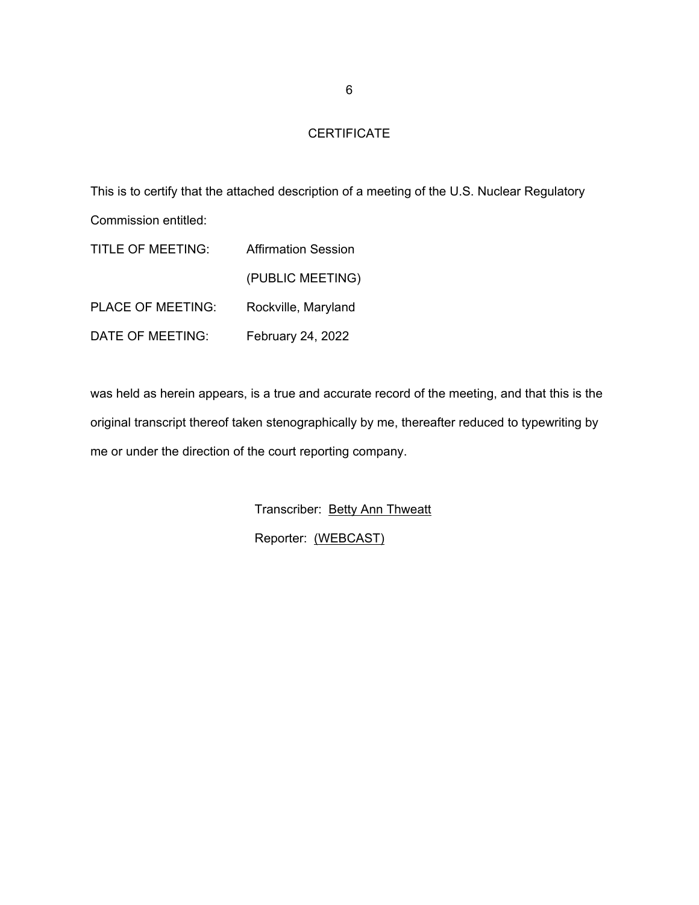# CERTIFICATE

This is to certify that the attached description of a meeting of the U.S. Nuclear Regulatory Commission entitled:

| | |
|---|---|
| TITLE OF MEETING: | Affirmation Session |
| | (PUBLIC MEETING) |
| PLACE OF MEETING: | Rockville, Maryland |
| DATE OF MEETING: | February 24, 2022 |

was held as herein appears, is a true and accurate record of the meeting, and that this is the original transcript thereof taken stenographically by me, thereafter reduced to typewriting by me or under the direction of the court reporting company.

Transcriber: Betty Ann Thweatt

Reporter: (WEBCAST)